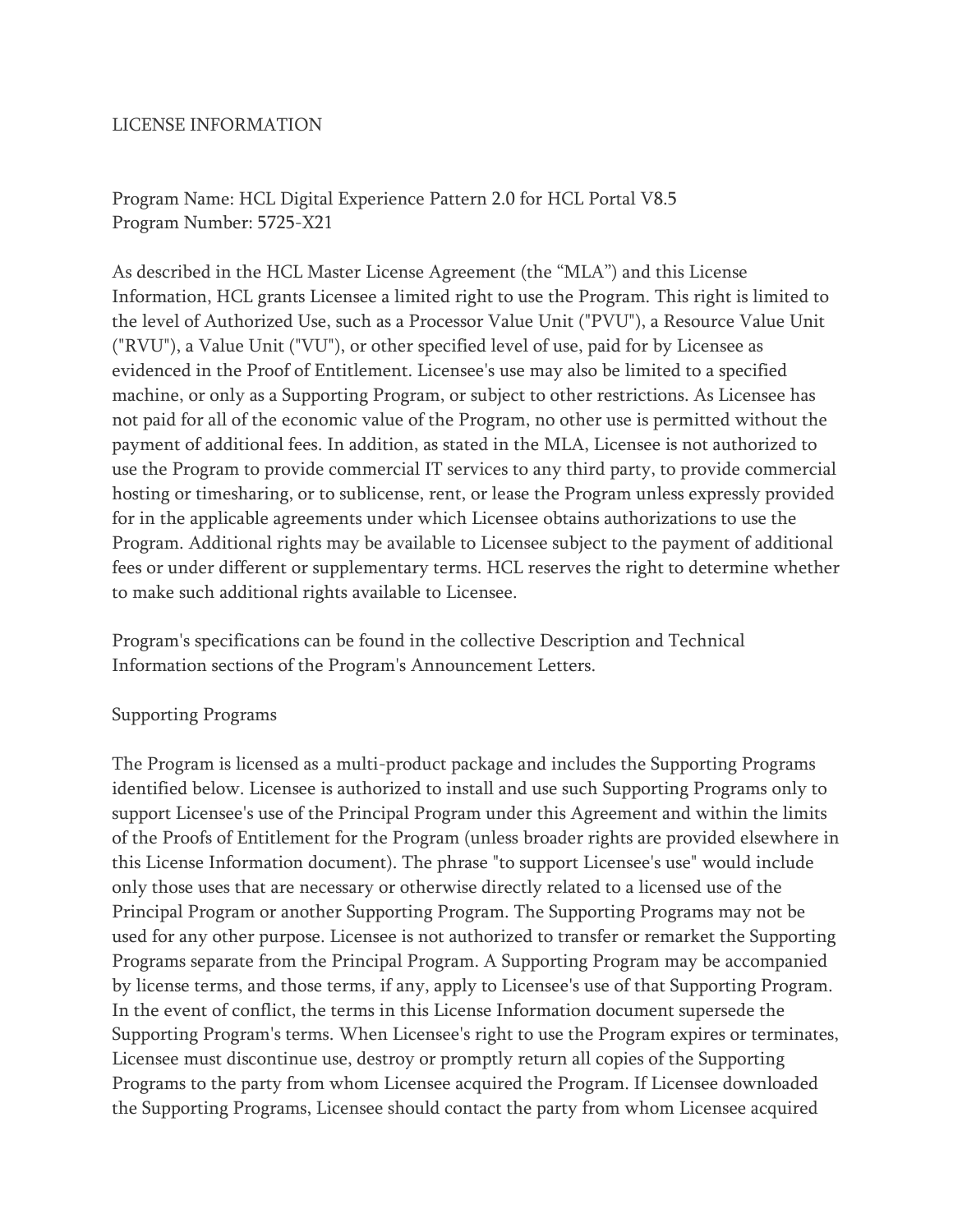LICENSE INFORMATION

Program Name: HCL Digital Experience Pattern 2.0 for HCL Portal V8.5
Program Number: 5725-X21

As described in the HCL Master License Agreement (the "MLA") and this License Information, HCL grants Licensee a limited right to use the Program. This right is limited to the level of Authorized Use, such as a Processor Value Unit ("PVU"), a Resource Value Unit ("RVU"), a Value Unit ("VU"), or other specified level of use, paid for by Licensee as evidenced in the Proof of Entitlement. Licensee's use may also be limited to a specified machine, or only as a Supporting Program, or subject to other restrictions. As Licensee has not paid for all of the economic value of the Program, no other use is permitted without the payment of additional fees. In addition, as stated in the MLA, Licensee is not authorized to use the Program to provide commercial IT services to any third party, to provide commercial hosting or timesharing, or to sublicense, rent, or lease the Program unless expressly provided for in the applicable agreements under which Licensee obtains authorizations to use the Program. Additional rights may be available to Licensee subject to the payment of additional fees or under different or supplementary terms. HCL reserves the right to determine whether to make such additional rights available to Licensee.

Program's specifications can be found in the collective Description and Technical Information sections of the Program's Announcement Letters.

Supporting Programs

The Program is licensed as a multi-product package and includes the Supporting Programs identified below. Licensee is authorized to install and use such Supporting Programs only to support Licensee's use of the Principal Program under this Agreement and within the limits of the Proofs of Entitlement for the Program (unless broader rights are provided elsewhere in this License Information document). The phrase "to support Licensee's use" would include only those uses that are necessary or otherwise directly related to a licensed use of the Principal Program or another Supporting Program. The Supporting Programs may not be used for any other purpose. Licensee is not authorized to transfer or remarket the Supporting Programs separate from the Principal Program. A Supporting Program may be accompanied by license terms, and those terms, if any, apply to Licensee's use of that Supporting Program. In the event of conflict, the terms in this License Information document supersede the Supporting Program's terms. When Licensee's right to use the Program expires or terminates, Licensee must discontinue use, destroy or promptly return all copies of the Supporting Programs to the party from whom Licensee acquired the Program. If Licensee downloaded the Supporting Programs, Licensee should contact the party from whom Licensee acquired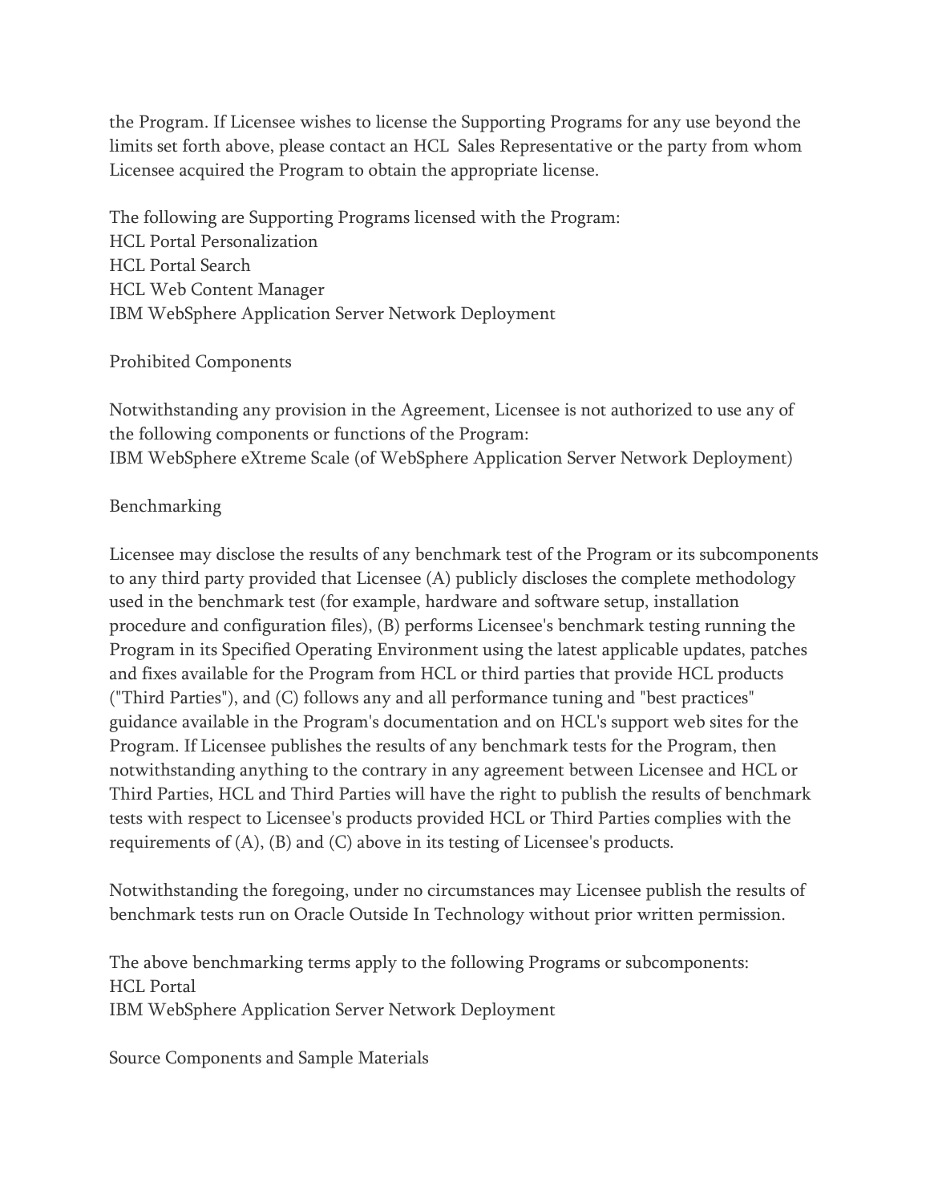the Program. If Licensee wishes to license the Supporting Programs for any use beyond the limits set forth above, please contact an HCL Sales Representative or the party from whom Licensee acquired the Program to obtain the appropriate license.

The following are Supporting Programs licensed with the Program:
HCL Portal Personalization
HCL Portal Search
HCL Web Content Manager
IBM WebSphere Application Server Network Deployment

## Prohibited Components

Notwithstanding any provision in the Agreement, Licensee is not authorized to use any of the following components or functions of the Program:
IBM WebSphere eXtreme Scale (of WebSphere Application Server Network Deployment)

## Benchmarking

Licensee may disclose the results of any benchmark test of the Program or its subcomponents to any third party provided that Licensee (A) publicly discloses the complete methodology used in the benchmark test (for example, hardware and software setup, installation procedure and configuration files), (B) performs Licensee's benchmark testing running the Program in its Specified Operating Environment using the latest applicable updates, patches and fixes available for the Program from HCL or third parties that provide HCL products ("Third Parties"), and (C) follows any and all performance tuning and "best practices" guidance available in the Program's documentation and on HCL's support web sites for the Program. If Licensee publishes the results of any benchmark tests for the Program, then notwithstanding anything to the contrary in any agreement between Licensee and HCL or Third Parties, HCL and Third Parties will have the right to publish the results of benchmark tests with respect to Licensee's products provided HCL or Third Parties complies with the requirements of (A), (B) and (C) above in its testing of Licensee's products.

Notwithstanding the foregoing, under no circumstances may Licensee publish the results of benchmark tests run on Oracle Outside In Technology without prior written permission.

The above benchmarking terms apply to the following Programs or subcomponents:
HCL Portal
IBM WebSphere Application Server Network Deployment

## Source Components and Sample Materials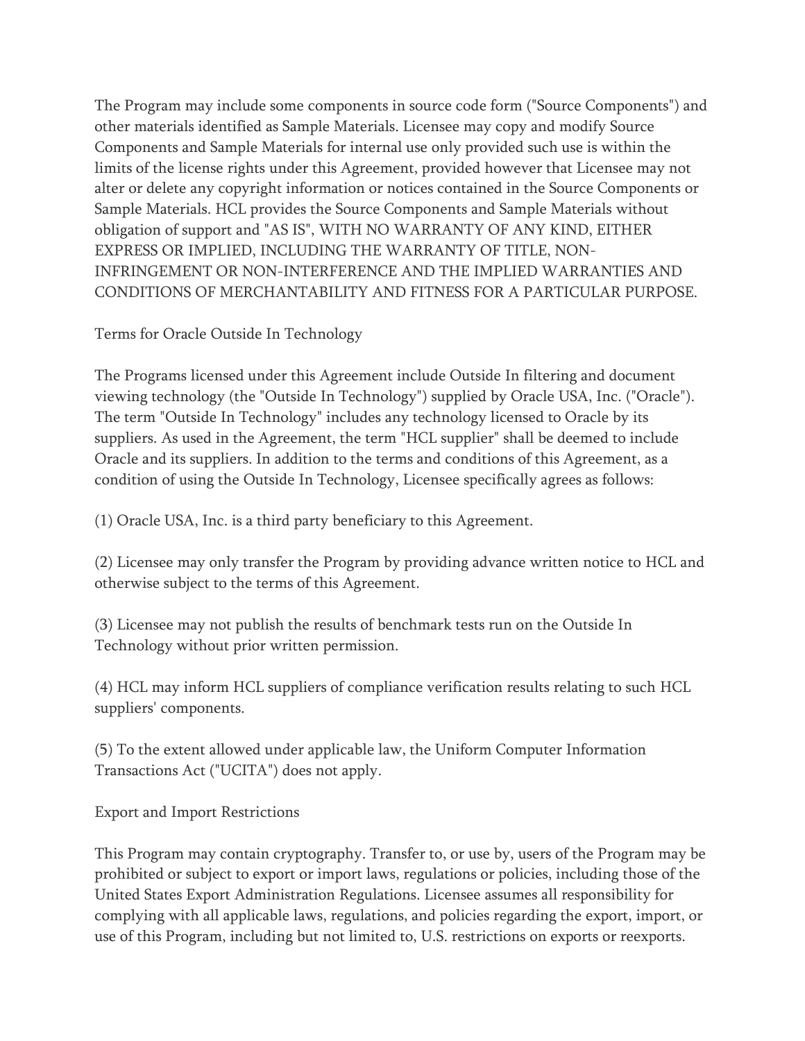The Program may include some components in source code form ("Source Components") and other materials identified as Sample Materials. Licensee may copy and modify Source Components and Sample Materials for internal use only provided such use is within the limits of the license rights under this Agreement, provided however that Licensee may not alter or delete any copyright information or notices contained in the Source Components or Sample Materials. HCL provides the Source Components and Sample Materials without obligation of support and "AS IS", WITH NO WARRANTY OF ANY KIND, EITHER EXPRESS OR IMPLIED, INCLUDING THE WARRANTY OF TITLE, NON-INFRINGEMENT OR NON-INTERFERENCE AND THE IMPLIED WARRANTIES AND CONDITIONS OF MERCHANTABILITY AND FITNESS FOR A PARTICULAR PURPOSE.

## Terms for Oracle Outside In Technology

The Programs licensed under this Agreement include Outside In filtering and document viewing technology (the "Outside In Technology") supplied by Oracle USA, Inc. ("Oracle"). The term "Outside In Technology" includes any technology licensed to Oracle by its suppliers. As used in the Agreement, the term "HCL supplier" shall be deemed to include Oracle and its suppliers. In addition to the terms and conditions of this Agreement, as a condition of using the Outside In Technology, Licensee specifically agrees as follows:

(1) Oracle USA, Inc. is a third party beneficiary to this Agreement.

(2) Licensee may only transfer the Program by providing advance written notice to HCL and otherwise subject to the terms of this Agreement.

(3) Licensee may not publish the results of benchmark tests run on the Outside In Technology without prior written permission.

(4) HCL may inform HCL suppliers of compliance verification results relating to such HCL suppliers' components.

(5) To the extent allowed under applicable law, the Uniform Computer Information Transactions Act ("UCITA") does not apply.

## Export and Import Restrictions

This Program may contain cryptography. Transfer to, or use by, users of the Program may be prohibited or subject to export or import laws, regulations or policies, including those of the United States Export Administration Regulations. Licensee assumes all responsibility for complying with all applicable laws, regulations, and policies regarding the export, import, or use of this Program, including but not limited to, U.S. restrictions on exports or reexports.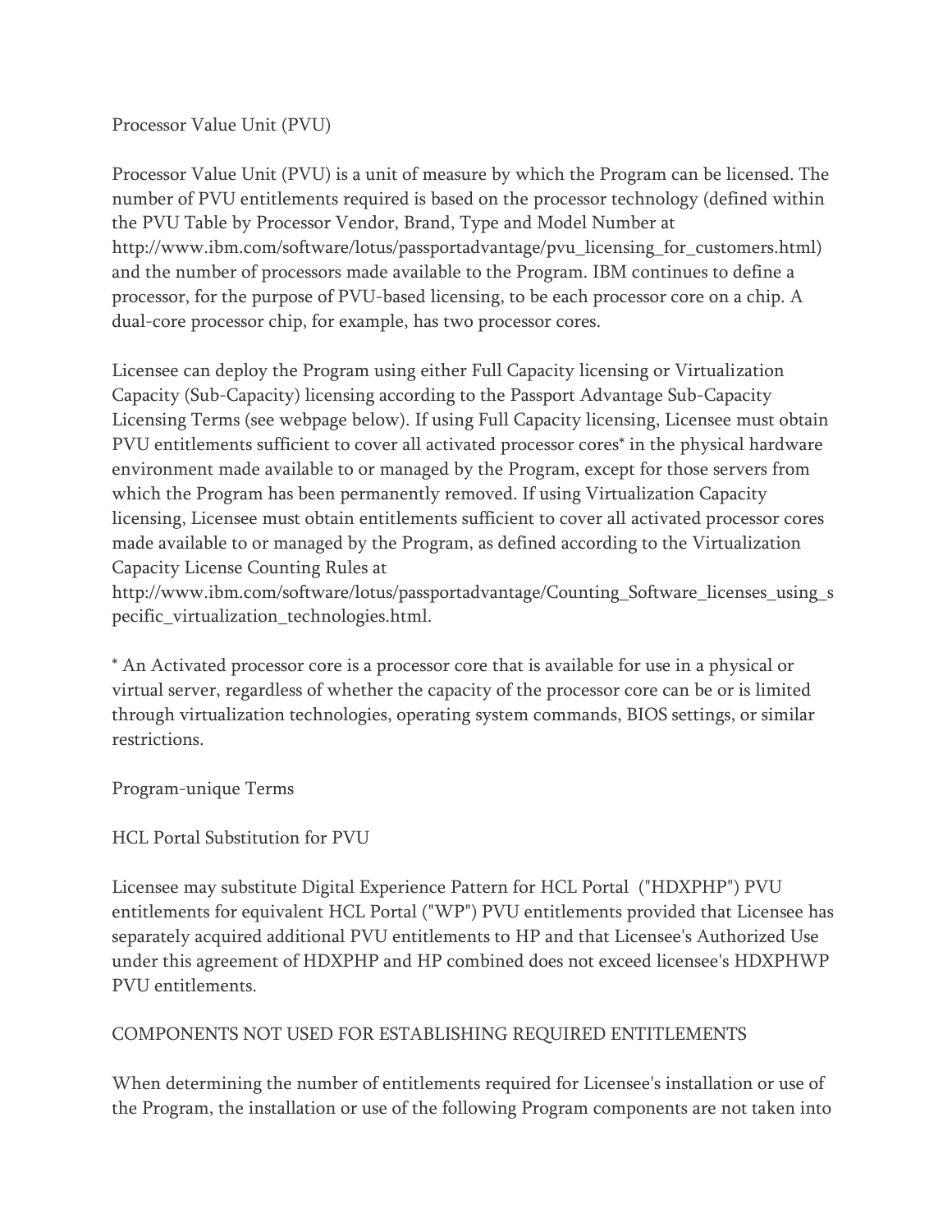Processor Value Unit (PVU)

Processor Value Unit (PVU) is a unit of measure by which the Program can be licensed. The number of PVU entitlements required is based on the processor technology (defined within the PVU Table by Processor Vendor, Brand, Type and Model Number at http://www.ibm.com/software/lotus/passportadvantage/pvu_licensing_for_customers.html) and the number of processors made available to the Program. IBM continues to define a processor, for the purpose of PVU-based licensing, to be each processor core on a chip. A dual-core processor chip, for example, has two processor cores.

Licensee can deploy the Program using either Full Capacity licensing or Virtualization Capacity (Sub-Capacity) licensing according to the Passport Advantage Sub-Capacity Licensing Terms (see webpage below). If using Full Capacity licensing, Licensee must obtain PVU entitlements sufficient to cover all activated processor cores* in the physical hardware environment made available to or managed by the Program, except for those servers from which the Program has been permanently removed. If using Virtualization Capacity licensing, Licensee must obtain entitlements sufficient to cover all activated processor cores made available to or managed by the Program, as defined according to the Virtualization Capacity License Counting Rules at http://www.ibm.com/software/lotus/passportadvantage/Counting_Software_licenses_using_specific_virtualization_technologies.html.

* An Activated processor core is a processor core that is available for use in a physical or virtual server, regardless of whether the capacity of the processor core can be or is limited through virtualization technologies, operating system commands, BIOS settings, or similar restrictions.

Program-unique Terms

HCL Portal Substitution for PVU

Licensee may substitute Digital Experience Pattern for HCL Portal ("HDXPHP") PVU entitlements for equivalent HCL Portal ("WP") PVU entitlements provided that Licensee has separately acquired additional PVU entitlements to HP and that Licensee's Authorized Use under this agreement of HDXPHP and HP combined does not exceed licensee's HDXPHWP PVU entitlements.

COMPONENTS NOT USED FOR ESTABLISHING REQUIRED ENTITLEMENTS

When determining the number of entitlements required for Licensee's installation or use of the Program, the installation or use of the following Program components are not taken into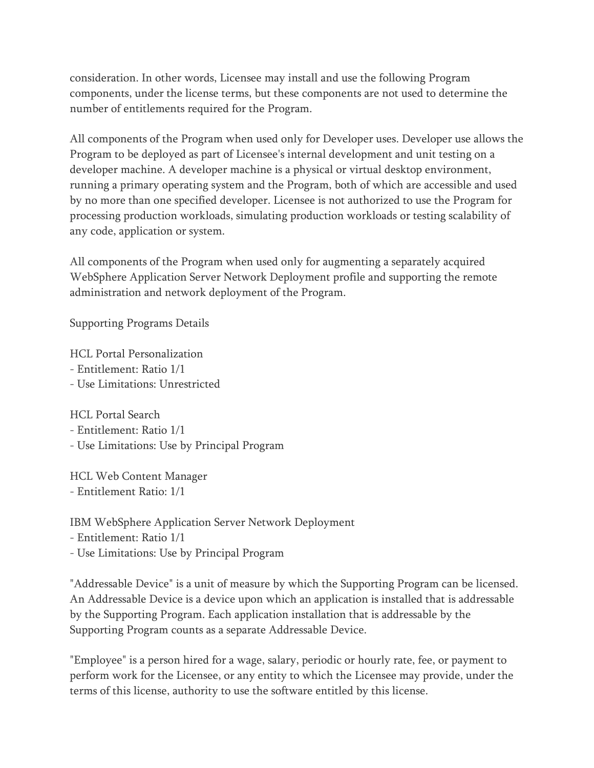consideration. In other words, Licensee may install and use the following Program components, under the license terms, but these components are not used to determine the number of entitlements required for the Program.

All components of the Program when used only for Developer uses. Developer use allows the Program to be deployed as part of Licensee's internal development and unit testing on a developer machine. A developer machine is a physical or virtual desktop environment, running a primary operating system and the Program, both of which are accessible and used by no more than one specified developer. Licensee is not authorized to use the Program for processing production workloads, simulating production workloads or testing scalability of any code, application or system.

All components of the Program when used only for augmenting a separately acquired WebSphere Application Server Network Deployment profile and supporting the remote administration and network deployment of the Program.

Supporting Programs Details

HCL Portal Personalization
- Entitlement: Ratio 1/1
- Use Limitations: Unrestricted

HCL Portal Search
- Entitlement: Ratio 1/1
- Use Limitations: Use by Principal Program

HCL Web Content Manager
- Entitlement Ratio: 1/1

IBM WebSphere Application Server Network Deployment
- Entitlement: Ratio 1/1
- Use Limitations: Use by Principal Program

"Addressable Device" is a unit of measure by which the Supporting Program can be licensed. An Addressable Device is a device upon which an application is installed that is addressable by the Supporting Program. Each application installation that is addressable by the Supporting Program counts as a separate Addressable Device.

"Employee" is a person hired for a wage, salary, periodic or hourly rate, fee, or payment to perform work for the Licensee, or any entity to which the Licensee may provide, under the terms of this license, authority to use the software entitled by this license.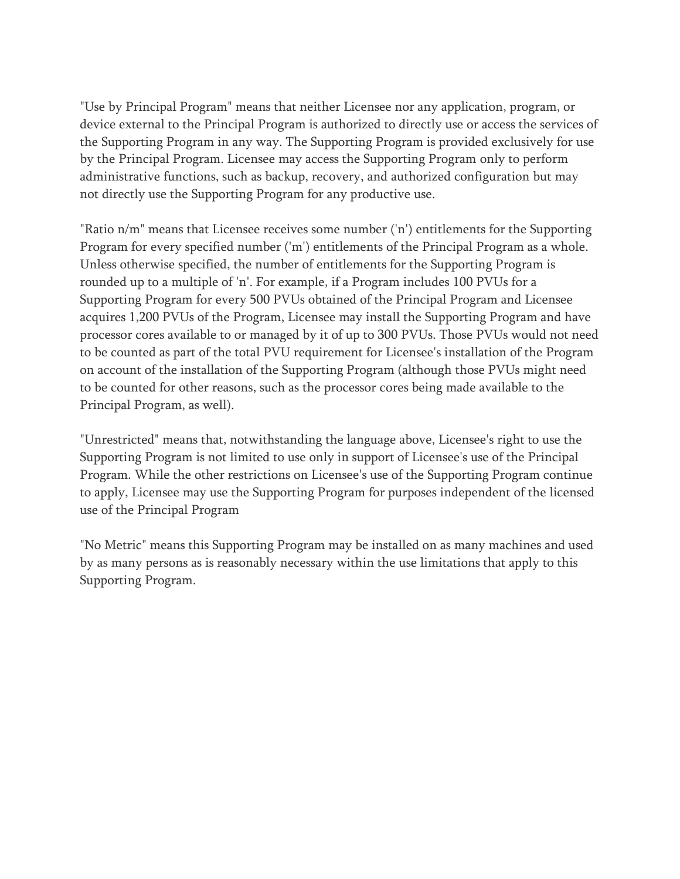"Use by Principal Program" means that neither Licensee nor any application, program, or device external to the Principal Program is authorized to directly use or access the services of the Supporting Program in any way. The Supporting Program is provided exclusively for use by the Principal Program. Licensee may access the Supporting Program only to perform administrative functions, such as backup, recovery, and authorized configuration but may not directly use the Supporting Program for any productive use.

"Ratio n/m" means that Licensee receives some number ('n') entitlements for the Supporting Program for every specified number ('m') entitlements of the Principal Program as a whole. Unless otherwise specified, the number of entitlements for the Supporting Program is rounded up to a multiple of 'n'. For example, if a Program includes 100 PVUs for a Supporting Program for every 500 PVUs obtained of the Principal Program and Licensee acquires 1,200 PVUs of the Program, Licensee may install the Supporting Program and have processor cores available to or managed by it of up to 300 PVUs. Those PVUs would not need to be counted as part of the total PVU requirement for Licensee's installation of the Program on account of the installation of the Supporting Program (although those PVUs might need to be counted for other reasons, such as the processor cores being made available to the Principal Program, as well).

"Unrestricted" means that, notwithstanding the language above, Licensee's right to use the Supporting Program is not limited to use only in support of Licensee's use of the Principal Program. While the other restrictions on Licensee's use of the Supporting Program continue to apply, Licensee may use the Supporting Program for purposes independent of the licensed use of the Principal Program

"No Metric" means this Supporting Program may be installed on as many machines and used by as many persons as is reasonably necessary within the use limitations that apply to this Supporting Program.